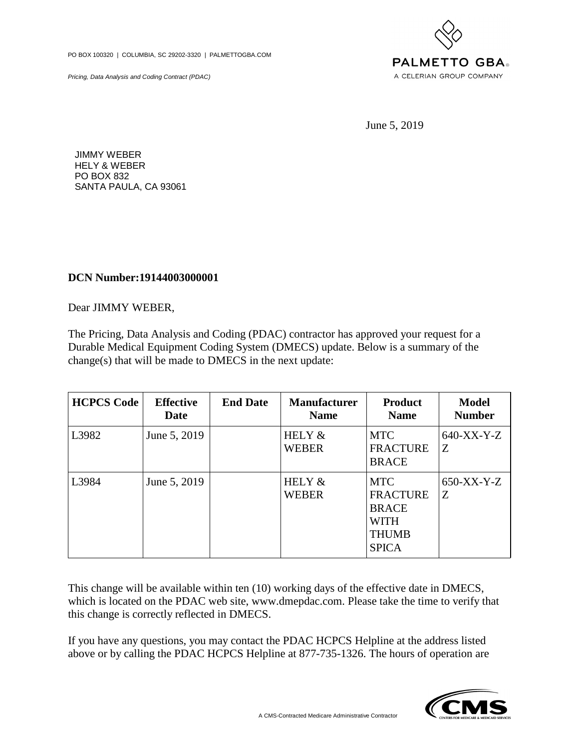PO BOX 100320 | COLUMBIA, SC 29202-3320 | PALMETTOGBA.COM

*Pricing, Data Analysis and Coding Contract (PDAC)*

PALMETTO GBA
A CELERIAN GROUP COMPANY

June 5, 2019

JIMMY WEBER
HELY & WEBER
PO BOX 832
SANTA PAULA, CA 93061

**DCN Number:19144003000001**

Dear JIMMY WEBER,

The Pricing, Data Analysis and Coding (PDAC) contractor has approved your request for a Durable Medical Equipment Coding System (DMECS) update. Below is a summary of the change(s) that will be made to DMECS in the next update:

| HCPCS Code | Effective Date | End Date | Manufacturer Name | Product Name | Model Number |
|---|---|---|---|---|---|
| L3982 | June 5, 2019 | | HELY & WEBER | MTC FRACTURE BRACE | 640-XX-Y-ZZ |
| L3984 | June 5, 2019 | | HELY & WEBER | MTC FRACTURE BRACE WITH THUMB SPICA | 650-XX-Y-ZZ |

This change will be available within ten (10) working days of the effective date in DMECS, which is located on the PDAC web site, www.dmepdac.com. Please take the time to verify that this change is correctly reflected in DMECS.

If you have any questions, you may contact the PDAC HCPCS Helpline at the address listed above or by calling the PDAC HCPCS Helpline at 877-735-1326. The hours of operation are

A CMS-Contracted Medicare Administrative Contractor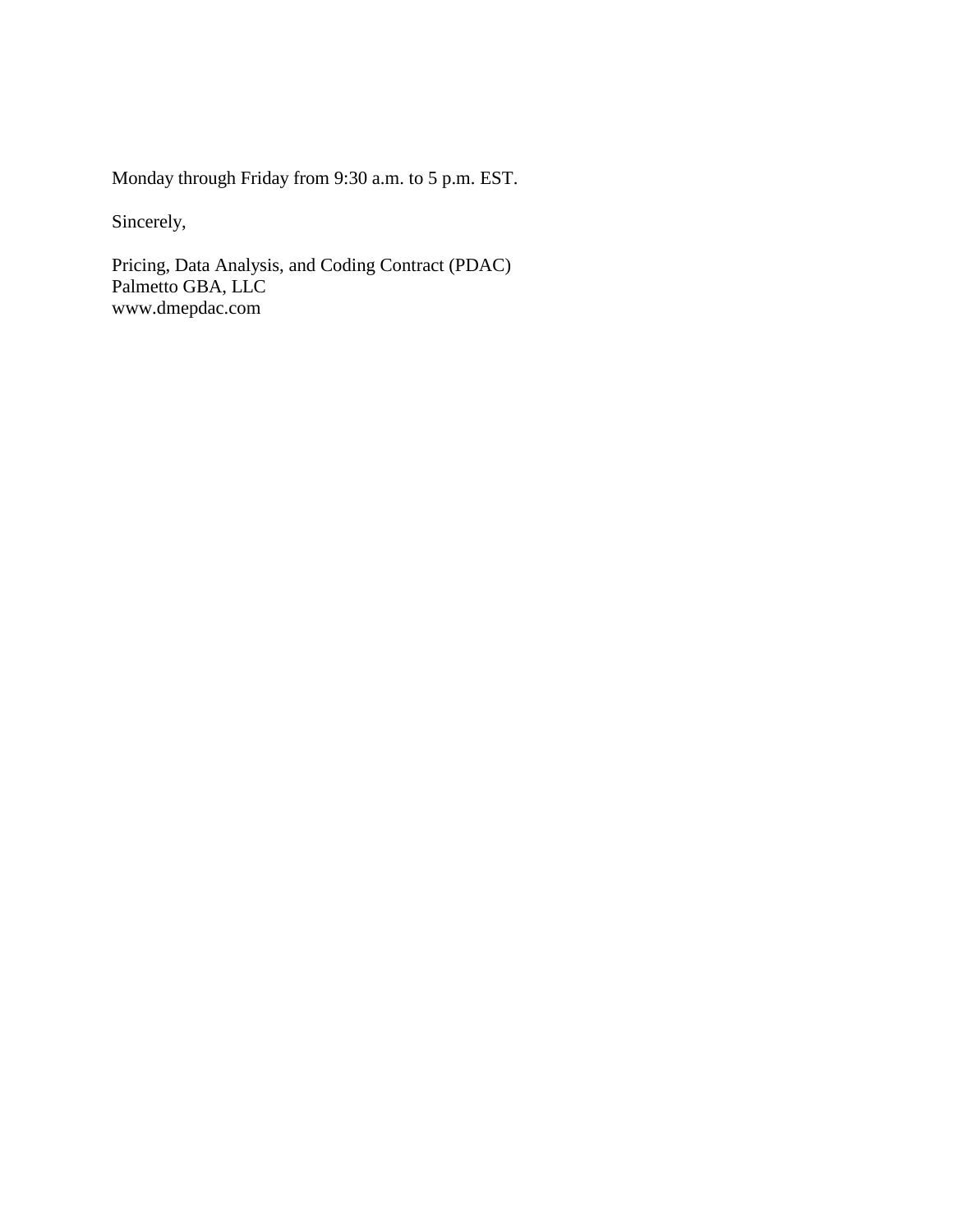Monday through Friday from 9:30 a.m. to 5 p.m. EST.

Sincerely,

Pricing, Data Analysis, and Coding Contract (PDAC)
Palmetto GBA, LLC
www.dmepdac.com